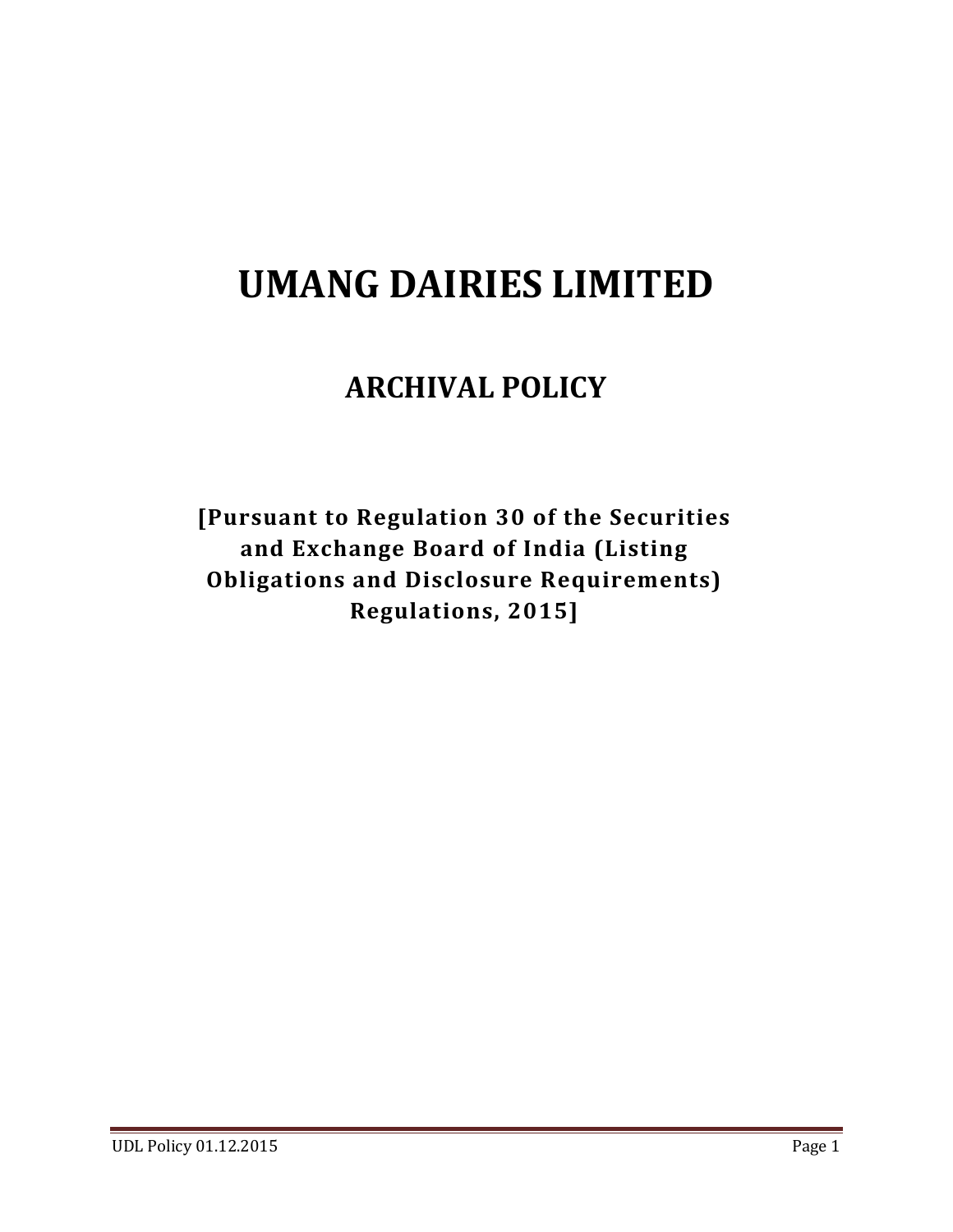# UMANG DAIRIES LIMITED

## ARCHIVAL POLICY

**[Pursuant to Regulation 30 of the Securities and Exchange Board of India (Listing Obligations and Disclosure Requirements) Regulations, 2015]**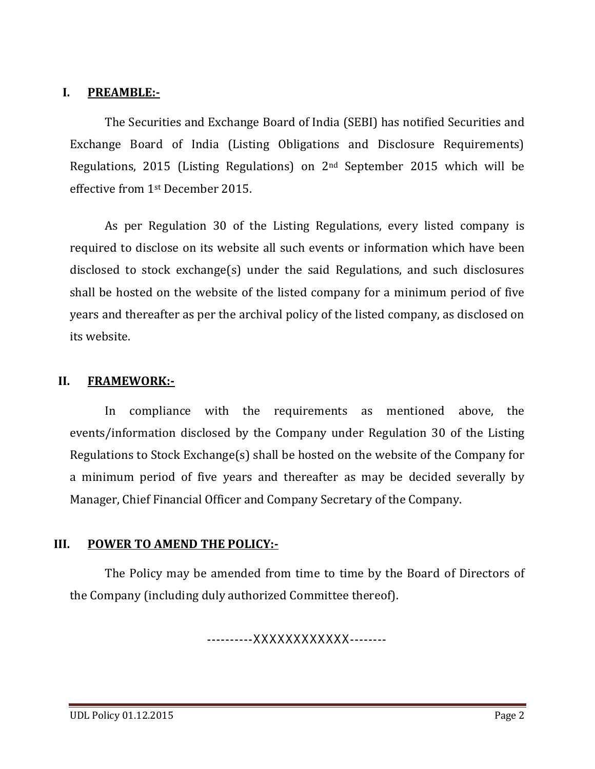## I. PREAMBLE:-

The Securities and Exchange Board of India (SEBI) has notified Securities and Exchange Board of India (Listing Obligations and Disclosure Requirements) Regulations, 2015 (Listing Regulations) on 2nd September 2015 which will be effective from 1st December 2015.

As per Regulation 30 of the Listing Regulations, every listed company is required to disclose on its website all such events or information which have been disclosed to stock exchange(s) under the said Regulations, and such disclosures shall be hosted on the website of the listed company for a minimum period of five years and thereafter as per the archival policy of the listed company, as disclosed on its website.

## II. FRAMEWORK:-

In compliance with the requirements as mentioned above, the events/information disclosed by the Company under Regulation 30 of the Listing Regulations to Stock Exchange(s) shall be hosted on the website of the Company for a minimum period of five years and thereafter as may be decided severally by Manager, Chief Financial Officer and Company Secretary of the Company.

## III. POWER TO AMEND THE POLICY:-

The Policy may be amended from time to time by the Board of Directors of the Company (including duly authorized Committee thereof).

----------XXXXXXXXXXXX--------